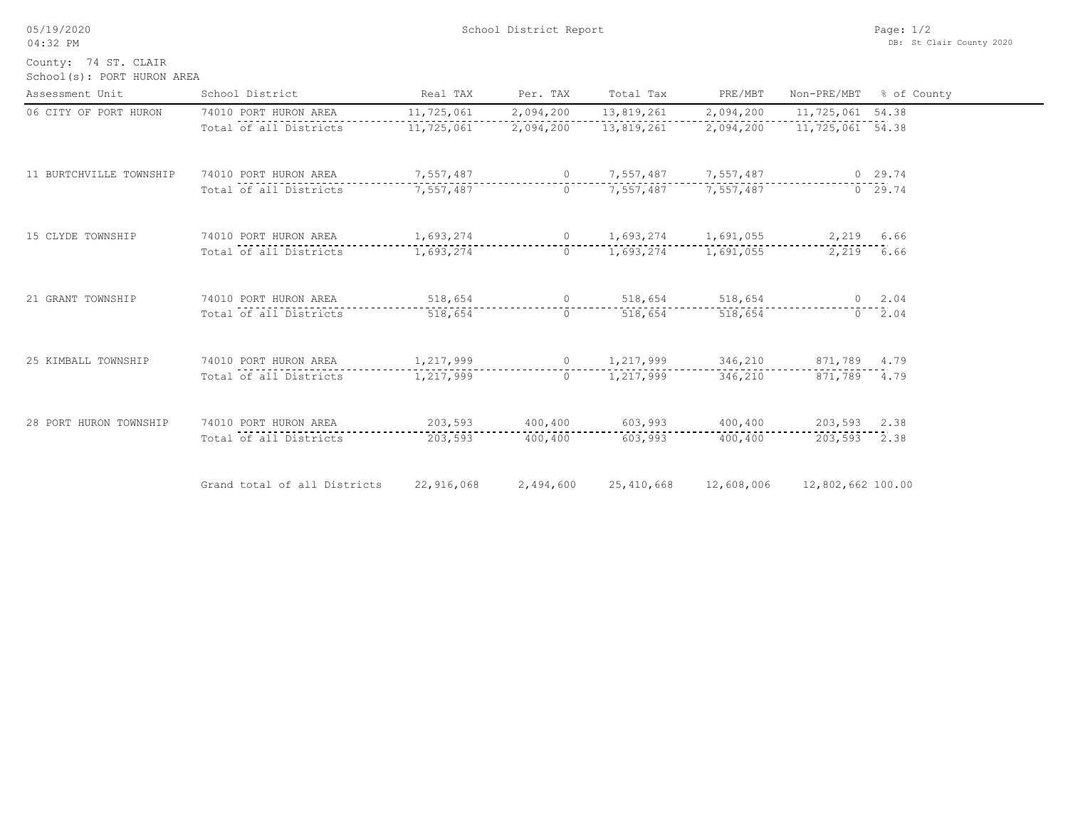05/19/2020
04:32 PM

School District Report

DB: St Clair County 2020

County: 74 ST. CLAIR
School(s): PORT HURON AREA

| Assessment Unit | School District | Real TAX | Per. TAX | Total Tax | PRE/MBT | Non-PRE/MBT | % of County |
|---|---|---|---|---|---|---|---|
| 06 CITY OF PORT HURON | 74010 PORT HURON AREA | 11,725,061 | 2,094,200 | 13,819,261 | 2,094,200 | 11,725,061 | 54.38 |
| | Total of all Districts | 11,725,061 | 2,094,200 | 13,819,261 | 2,094,200 | 11,725,061 | 54.38 |
| 11 BURTCHVILLE TOWNSHIP | 74010 PORT HURON AREA | 7,557,487 | 0 | 7,557,487 | 7,557,487 | 0 | 29.74 |
| | Total of all Districts | 7,557,487 | 0 | 7,557,487 | 7,557,487 | 0 | 29.74 |
| 15 CLYDE TOWNSHIP | 74010 PORT HURON AREA | 1,693,274 | 0 | 1,693,274 | 1,691,055 | 2,219 | 6.66 |
| | Total of all Districts | 1,693,274 | 0 | 1,693,274 | 1,691,055 | 2,219 | 6.66 |
| 21 GRANT TOWNSHIP | 74010 PORT HURON AREA | 518,654 | 0 | 518,654 | 518,654 | 0 | 2.04 |
| | Total of all Districts | 518,654 | 0 | 518,654 | 518,654 | 0 | 2.04 |
| 25 KIMBALL TOWNSHIP | 74010 PORT HURON AREA | 1,217,999 | 0 | 1,217,999 | 346,210 | 871,789 | 4.79 |
| | Total of all Districts | 1,217,999 | 0 | 1,217,999 | 346,210 | 871,789 | 4.79 |
| 28 PORT HURON TOWNSHIP | 74010 PORT HURON AREA | 203,593 | 400,400 | 603,993 | 400,400 | 203,593 | 2.38 |
| | Total of all Districts | 203,593 | 400,400 | 603,993 | 400,400 | 203,593 | 2.38 |
| | Grand total of all Districts | 22,916,068 | 2,494,600 | 25,410,668 | 12,608,006 | 12,802,662 | 100.00 |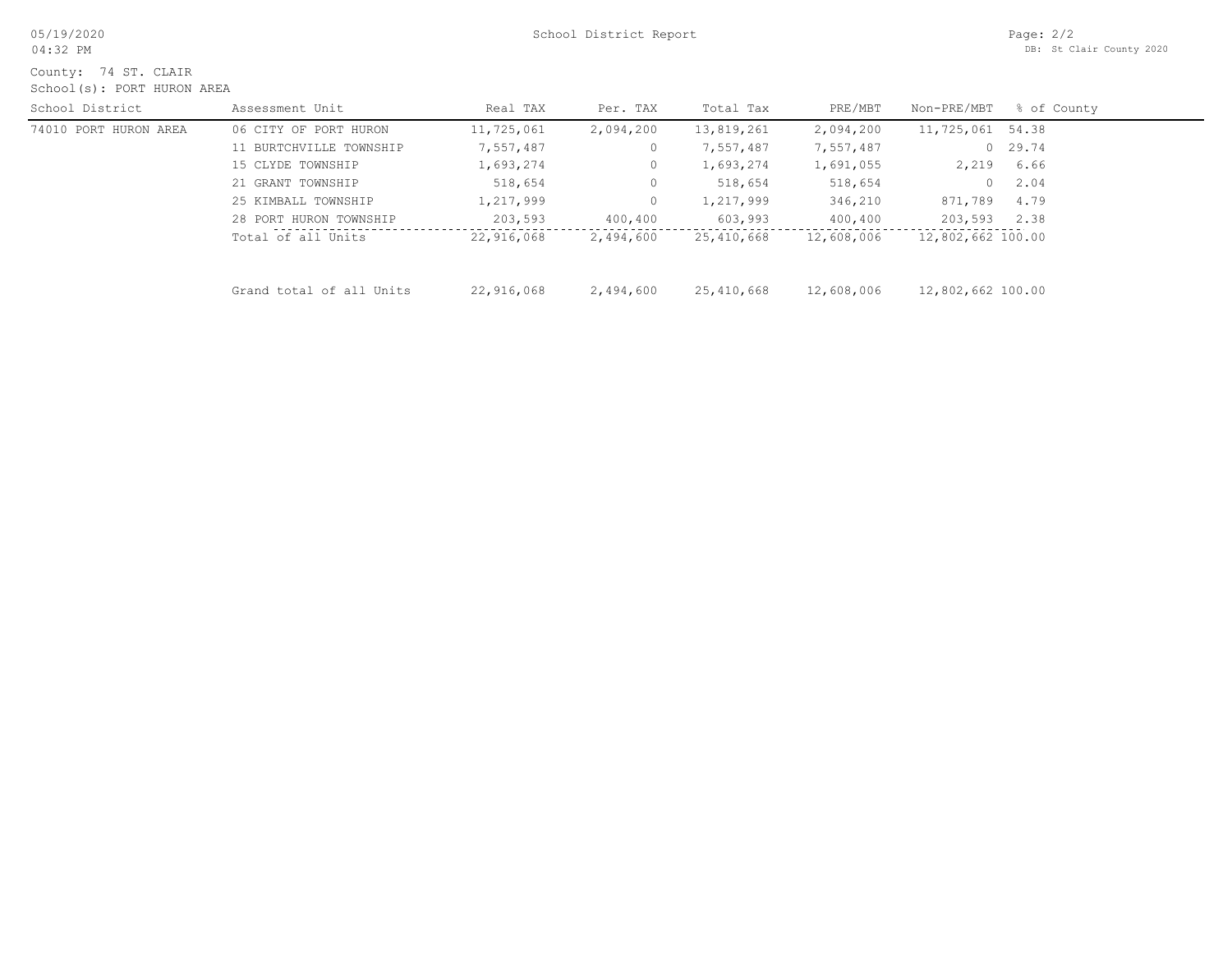05/19/2020
04:32 PM

School District Report

DB: St Clair County 2020

County: 74 ST. CLAIR
School(s): PORT HURON AREA

| School District | Assessment Unit | Real TAX | Per. TAX | Total Tax | PRE/MBT | Non-PRE/MBT | % of County |
|---|---|---|---|---|---|---|---|
| 74010 PORT HURON AREA | 06 CITY OF PORT HURON | 11,725,061 | 2,094,200 | 13,819,261 | 2,094,200 | 11,725,061 | 54.38 |
| | 11 BURTCHVILLE TOWNSHIP | 7,557,487 | 0 | 7,557,487 | 7,557,487 | 0 | 29.74 |
| | 15 CLYDE TOWNSHIP | 1,693,274 | 0 | 1,693,274 | 1,691,055 | 2,219 | 6.66 |
| | 21 GRANT TOWNSHIP | 518,654 | 0 | 518,654 | 518,654 | 0 | 2.04 |
| | 25 KIMBALL TOWNSHIP | 1,217,999 | 0 | 1,217,999 | 346,210 | 871,789 | 4.79 |
| | 28 PORT HURON TOWNSHIP | 203,593 | 400,400 | 603,993 | 400,400 | 203,593 | 2.38 |
| | Total of all Units | 22,916,068 | 2,494,600 | 25,410,668 | 12,608,006 | 12,802,662 | 100.00 |
| | Grand total of all Units | 22,916,068 | 2,494,600 | 25,410,668 | 12,608,006 | 12,802,662 | 100.00 |